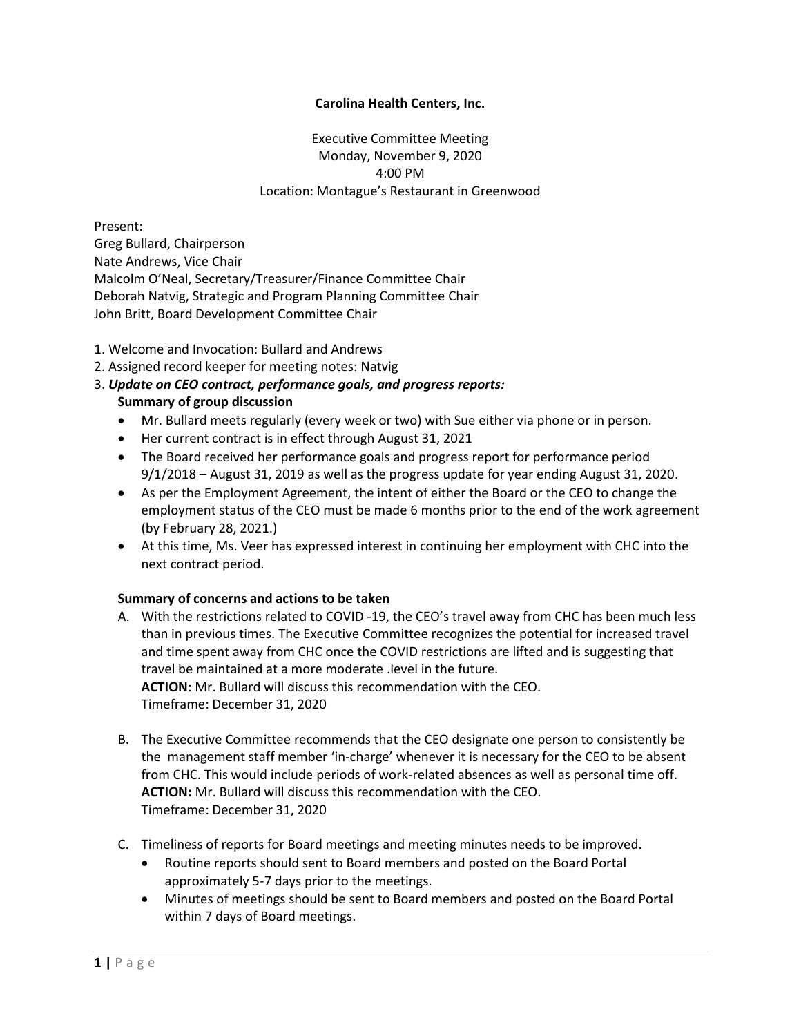**Carolina Health Centers, Inc.**

Executive Committee Meeting
Monday, November 9, 2020
4:00 PM
Location: Montague's Restaurant in Greenwood

Present:
Greg Bullard, Chairperson
Nate Andrews, Vice Chair
Malcolm O'Neal, Secretary/Treasurer/Finance Committee Chair
Deborah Natvig, Strategic and Program Planning Committee Chair
John Britt, Board Development Committee Chair

1. Welcome and Invocation: Bullard and Andrews
2. Assigned record keeper for meeting notes: Natvig
3. ***Update on CEO contract, performance goals, and progress reports:***

   **Summary of group discussion**

   - Mr. Bullard meets regularly (every week or two) with Sue either via phone or in person.
   - Her current contract is in effect through August 31, 2021
   - The Board received her performance goals and progress report for performance period 9/1/2018 – August 31, 2019 as well as the progress update for year ending August 31, 2020.
   - As per the Employment Agreement, the intent of either the Board or the CEO to change the employment status of the CEO must be made 6 months prior to the end of the work agreement (by February 28, 2021.)
   - At this time, Ms. Veer has expressed interest in continuing her employment with CHC into the next contract period.

   **Summary of concerns and actions to be taken**

   A. With the restrictions related to COVID -19, the CEO's travel away from CHC has been much less than in previous times. The Executive Committee recognizes the potential for increased travel and time spent away from CHC once the COVID restrictions are lifted and is suggesting that travel be maintained at a more moderate .level in the future.
   **ACTION**: Mr. Bullard will discuss this recommendation with the CEO.
   Timeframe: December 31, 2020

   B. The Executive Committee recommends that the CEO designate one person to consistently be the management staff member 'in-charge' whenever it is necessary for the CEO to be absent from CHC. This would include periods of work-related absences as well as personal time off.
   **ACTION:** Mr. Bullard will discuss this recommendation with the CEO.
   Timeframe: December 31, 2020

   C. Timeliness of reports for Board meetings and meeting minutes needs to be improved.
      - Routine reports should sent to Board members and posted on the Board Portal approximately 5-7 days prior to the meetings.
      - Minutes of meetings should be sent to Board members and posted on the Board Portal within 7 days of Board meetings.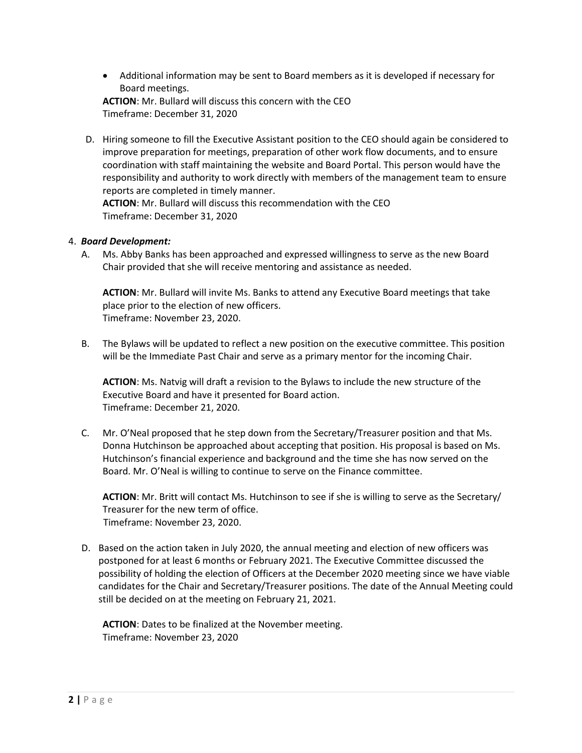- Additional information may be sent to Board members as it is developed if necessary for Board meetings.

**ACTION**: Mr. Bullard will discuss this concern with the CEO
Timeframe: December 31, 2020

D. Hiring someone to fill the Executive Assistant position to the CEO should again be considered to improve preparation for meetings, preparation of other work flow documents, and to ensure coordination with staff maintaining the website and Board Portal. This person would have the responsibility and authority to work directly with members of the management team to ensure reports are completed in timely manner.
**ACTION**: Mr. Bullard will discuss this recommendation with the CEO
Timeframe: December 31, 2020

4. ***Board Development:***

A. Ms. Abby Banks has been approached and expressed willingness to serve as the new Board Chair provided that she will receive mentoring and assistance as needed.

**ACTION**: Mr. Bullard will invite Ms. Banks to attend any Executive Board meetings that take place prior to the election of new officers.
Timeframe: November 23, 2020.

B. The Bylaws will be updated to reflect a new position on the executive committee. This position will be the Immediate Past Chair and serve as a primary mentor for the incoming Chair.

**ACTION**: Ms. Natvig will draft a revision to the Bylaws to include the new structure of the Executive Board and have it presented for Board action.
Timeframe: December 21, 2020.

C. Mr. O'Neal proposed that he step down from the Secretary/Treasurer position and that Ms. Donna Hutchinson be approached about accepting that position. His proposal is based on Ms. Hutchinson's financial experience and background and the time she has now served on the Board. Mr. O'Neal is willing to continue to serve on the Finance committee.

**ACTION**: Mr. Britt will contact Ms. Hutchinson to see if she is willing to serve as the Secretary/ Treasurer for the new term of office.
Timeframe: November 23, 2020.

D. Based on the action taken in July 2020, the annual meeting and election of new officers was postponed for at least 6 months or February 2021. The Executive Committee discussed the possibility of holding the election of Officers at the December 2020 meeting since we have viable candidates for the Chair and Secretary/Treasurer positions. The date of the Annual Meeting could still be decided on at the meeting on February 21, 2021.

**ACTION**: Dates to be finalized at the November meeting.
Timeframe: November 23, 2020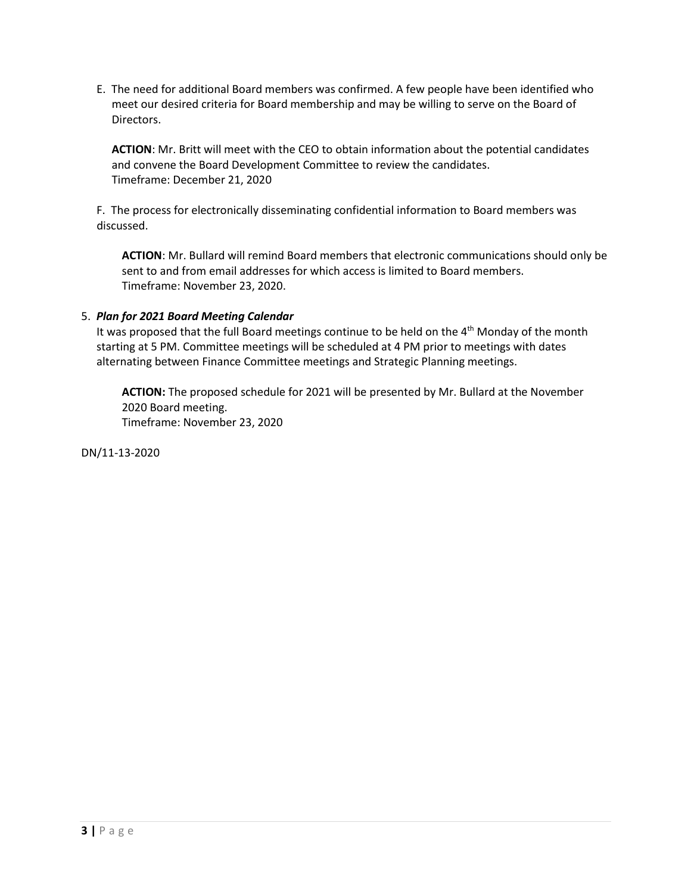E. The need for additional Board members was confirmed. A few people have been identified who meet our desired criteria for Board membership and may be willing to serve on the Board of Directors.

> **ACTION**: Mr. Britt will meet with the CEO to obtain information about the potential candidates and convene the Board Development Committee to review the candidates.
> Timeframe: December 21, 2020

F. The process for electronically disseminating confidential information to Board members was discussed.

> **ACTION**: Mr. Bullard will remind Board members that electronic communications should only be sent to and from email addresses for which access is limited to Board members.
> Timeframe: November 23, 2020.

5. ***Plan for 2021 Board Meeting Calendar***

It was proposed that the full Board meetings continue to be held on the 4th Monday of the month starting at 5 PM. Committee meetings will be scheduled at 4 PM prior to meetings with dates alternating between Finance Committee meetings and Strategic Planning meetings.

> **ACTION:** The proposed schedule for 2021 will be presented by Mr. Bullard at the November 2020 Board meeting.
> Timeframe: November 23, 2020

DN/11-13-2020